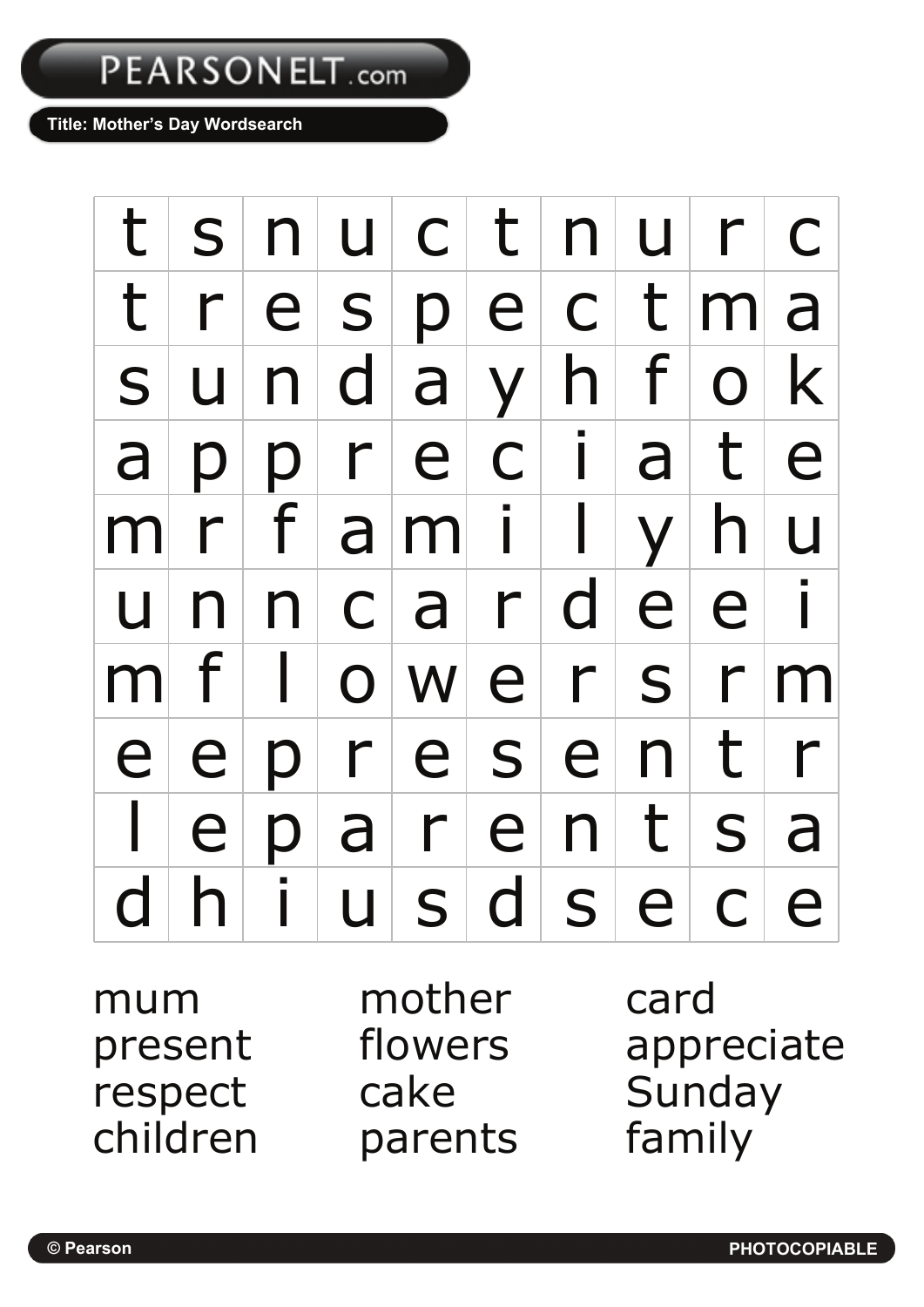Title: Mother's Day Wordsearch

| t | s | n | u | c | t | n | u | r | c |
|---|---|---|---|---|---|---|---|---|---|
| t | r | e | s | p | e | c | t | m | a |
| s | u | n | d | a | y | h | f | o | k |
| a | p | p | r | e | c | i | a | t | e |
| m | r | f | a | m | i | l | y | h | u |
| u | n | n | c | a | r | d | e | e | i |
| m | f | l | o | w | e | r | s | r | m |
| e | e | p | r | e | s | e | n | t | r |
| l | e | p | a | r | e | n | t | s | a |
| d | h | i | u | s | d | s | e | c | e |

| | | |
|---|---|---|
| mum | mother | card |
| present | flowers | appreciate |
| respect | cake | Sunday |
| children | parents | family |

© Pearson

PHOTOCOPIABLE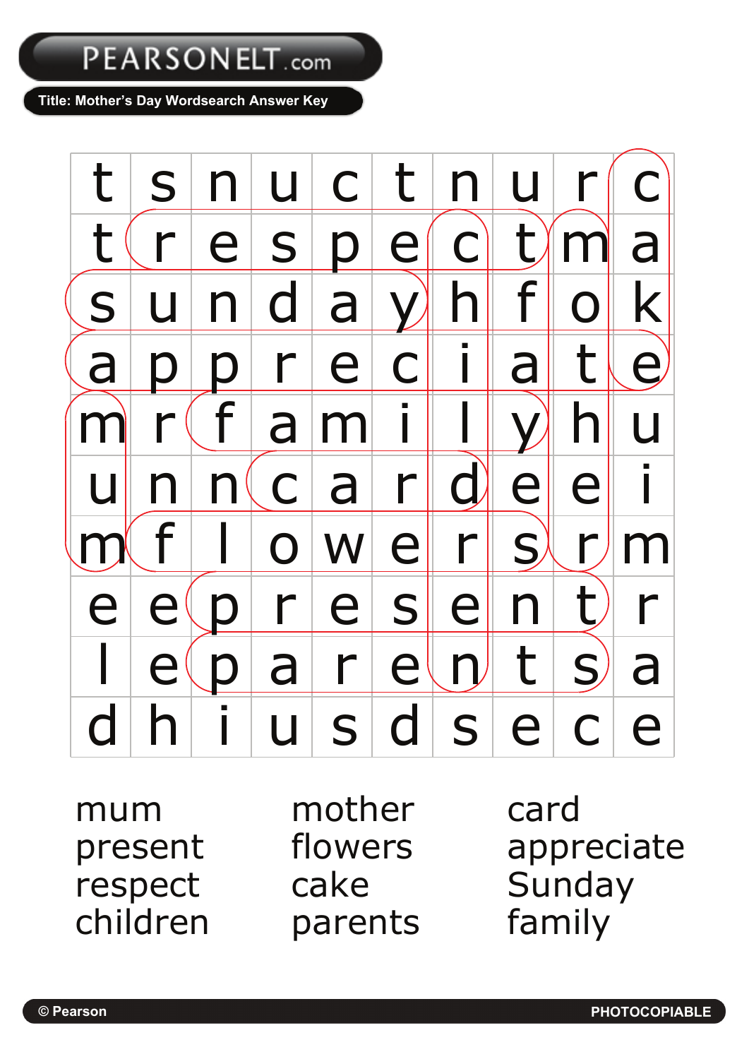**Title: Mother's Day Wordsearch Answer Key**

| | | | | | | | | | |
|---|---|---|---|---|---|---|---|---|---|
| t | s | n | u | c | t | n | u | r | c |
| t | r | e | s | p | e | c | t | m | a |
| s | u | n | d | a | y | h | f | o | k |
| a | p | p | r | e | c | i | a | t | e |
| m | r | f | a | m | i | l | y | h | u |
| u | n | n | c | a | r | d | e | e | i |
| m | f | l | o | w | e | r | s | r | m |
| e | e | p | r | e | s | e | n | t | r |
| l | e | p | a | r | e | n | t | s | a |
| d | h | i | u | s | d | s | e | c | e |

mum
present
respect
children

mother
flowers
cake
parents

card
appreciate
Sunday
family